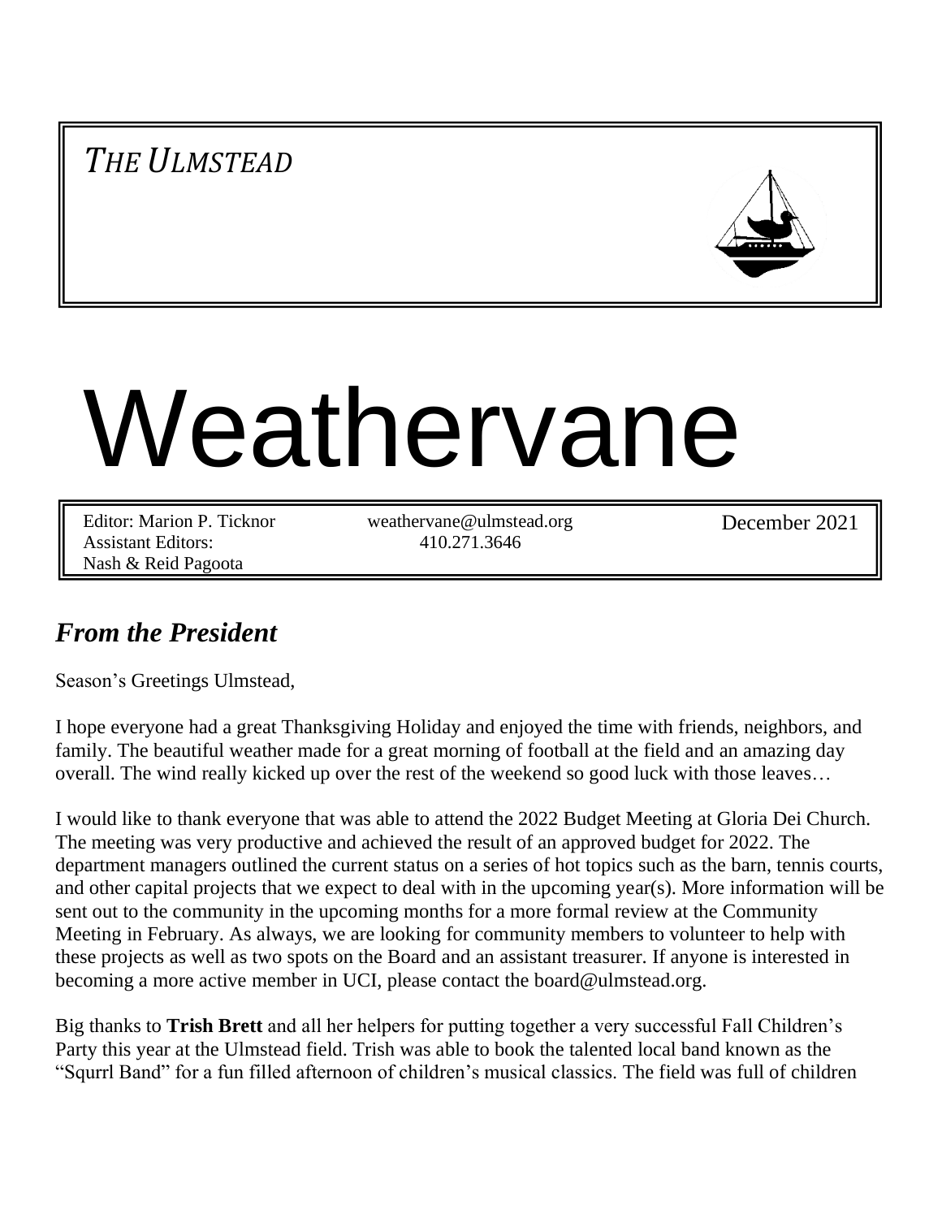*THE ULMSTEAD*

# Weathervane

| Editor: Marion P. Ticknor | weathervane@ulmstead.org | December 2021 |
|---|---|---|
| Assistant Editors: | 410.271.3646 | |
| Nash & Reid Pagoota | | |

## *From the President*

Season's Greetings Ulmstead,

I hope everyone had a great Thanksgiving Holiday and enjoyed the time with friends, neighbors, and family. The beautiful weather made for a great morning of football at the field and an amazing day overall. The wind really kicked up over the rest of the weekend so good luck with those leaves…

I would like to thank everyone that was able to attend the 2022 Budget Meeting at Gloria Dei Church. The meeting was very productive and achieved the result of an approved budget for 2022. The department managers outlined the current status on a series of hot topics such as the barn, tennis courts, and other capital projects that we expect to deal with in the upcoming year(s). More information will be sent out to the community in the upcoming months for a more formal review at the Community Meeting in February. As always, we are looking for community members to volunteer to help with these projects as well as two spots on the Board and an assistant treasurer. If anyone is interested in becoming a more active member in UCI, please contact the board@ulmstead.org.

Big thanks to **Trish Brett** and all her helpers for putting together a very successful Fall Children's Party this year at the Ulmstead field. Trish was able to book the talented local band known as the "Squrrl Band" for a fun filled afternoon of children's musical classics. The field was full of children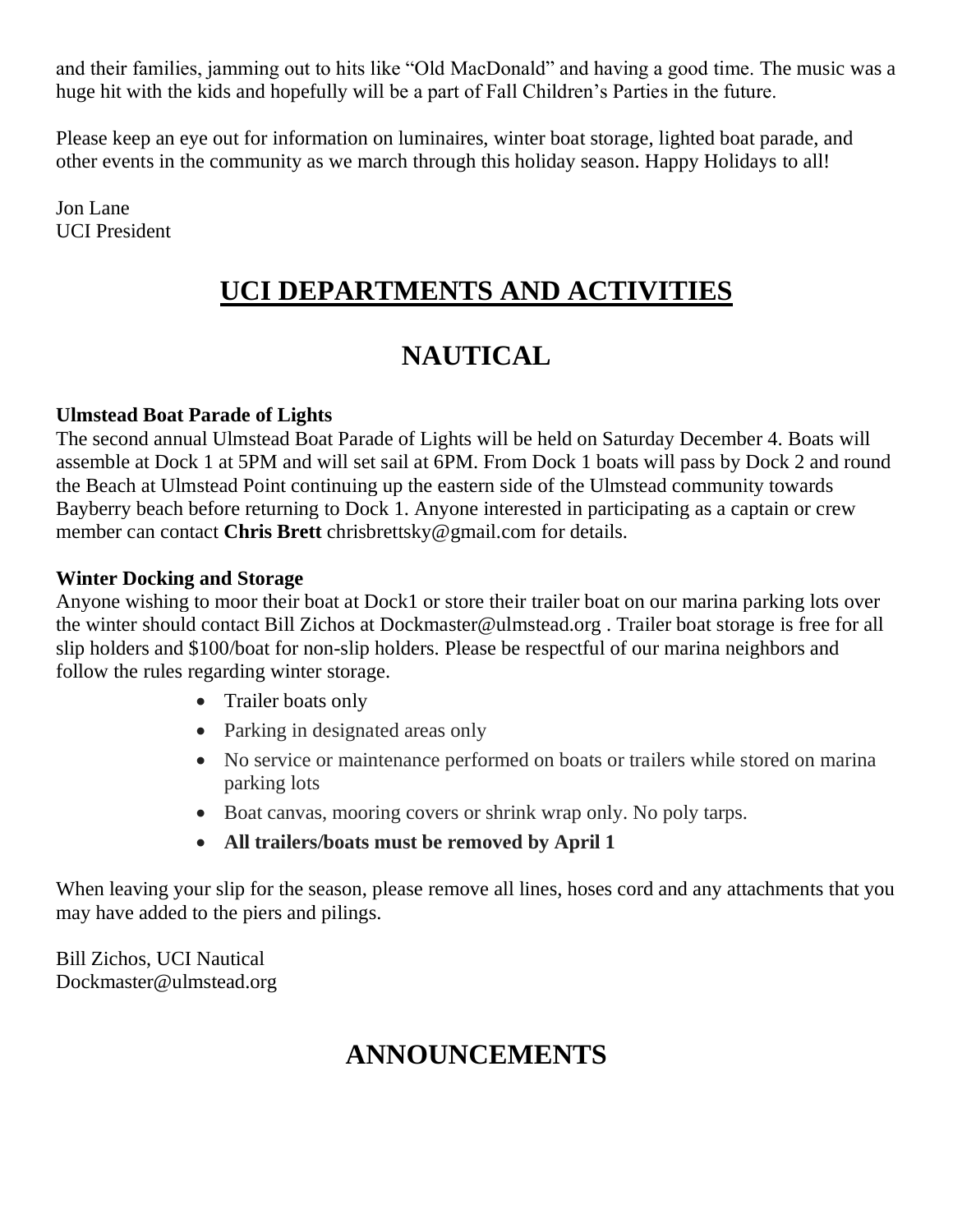and their families, jamming out to hits like “Old MacDonald” and having a good time. The music was a huge hit with the kids and hopefully will be a part of Fall Children’s Parties in the future.

Please keep an eye out for information on luminaires, winter boat storage, lighted boat parade, and other events in the community as we march through this holiday season. Happy Holidays to all!

Jon Lane
UCI President

# UCI DEPARTMENTS AND ACTIVITIES

## NAUTICAL

**Ulmstead Boat Parade of Lights**
The second annual Ulmstead Boat Parade of Lights will be held on Saturday December 4. Boats will assemble at Dock 1 at 5PM and will set sail at 6PM. From Dock 1 boats will pass by Dock 2 and round the Beach at Ulmstead Point continuing up the eastern side of the Ulmstead community towards Bayberry beach before returning to Dock 1. Anyone interested in participating as a captain or crew member can contact **Chris Brett** chrisbrettsky@gmail.com for details.

**Winter Docking and Storage**
Anyone wishing to moor their boat at Dock1 or store their trailer boat on our marina parking lots over the winter should contact Bill Zichos at Dockmaster@ulmstead.org . Trailer boat storage is free for all slip holders and $100/boat for non-slip holders. Please be respectful of our marina neighbors and follow the rules regarding winter storage.

- Trailer boats only
- Parking in designated areas only
- No service or maintenance performed on boats or trailers while stored on marina parking lots
- Boat canvas, mooring covers or shrink wrap only. No poly tarps.
- **All trailers/boats must be removed by April 1**

When leaving your slip for the season, please remove all lines, hoses cord and any attachments that you may have added to the piers and pilings.

Bill Zichos, UCI Nautical
Dockmaster@ulmstead.org

## ANNOUNCEMENTS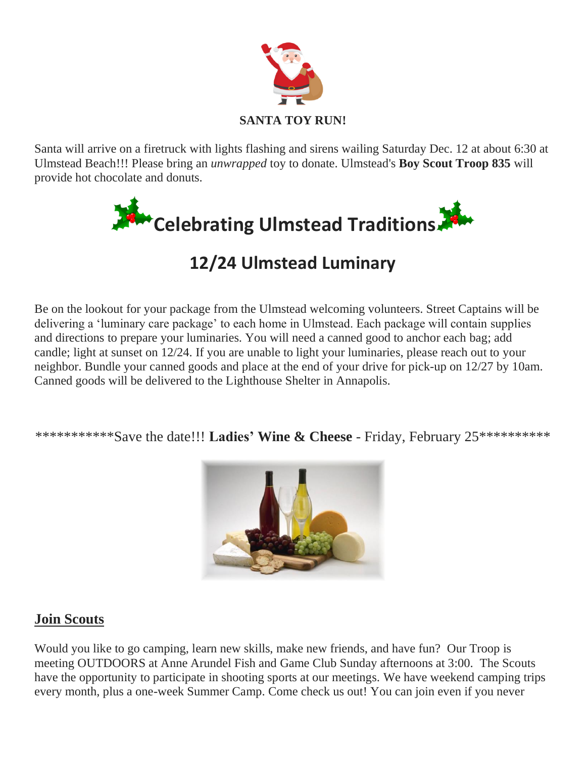**SANTA TOY RUN!**

Santa will arrive on a firetruck with lights flashing and sirens wailing Saturday Dec. 12 at about 6:30 at Ulmstead Beach!!! Please bring an *unwrapped* toy to donate. Ulmstead's **Boy Scout Troop 835** will provide hot chocolate and donuts.

# Celebrating Ulmstead Traditions

## 12/24 Ulmstead Luminary

Be on the lookout for your package from the Ulmstead welcoming volunteers. Street Captains will be delivering a 'luminary care package' to each home in Ulmstead. Each package will contain supplies and directions to prepare your luminaries. You will need a canned good to anchor each bag; add candle; light at sunset on 12/24. If you are unable to light your luminaries, please reach out to your neighbor. Bundle your canned goods and place at the end of your drive for pick-up on 12/27 by 10am. Canned goods will be delivered to the Lighthouse Shelter in Annapolis.

***********Save the date!!! **Ladies' Wine & Cheese** - Friday, February 25**********

## Join Scouts

Would you like to go camping, learn new skills, make new friends, and have fun? Our Troop is meeting OUTDOORS at Anne Arundel Fish and Game Club Sunday afternoons at 3:00. The Scouts have the opportunity to participate in shooting sports at our meetings. We have weekend camping trips every month, plus a one-week Summer Camp. Come check us out! You can join even if you never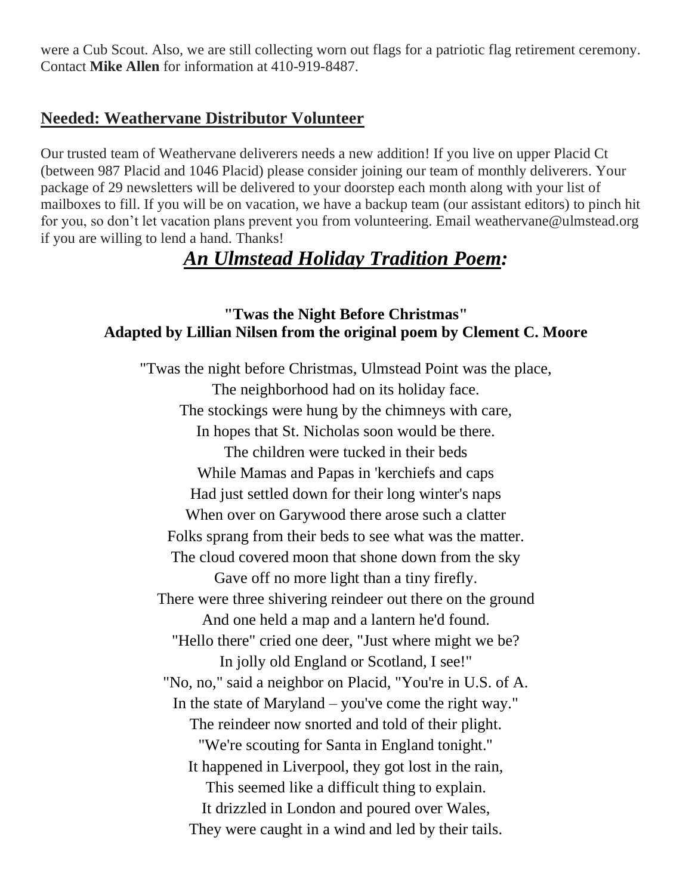were a Cub Scout. Also, we are still collecting worn out flags for a patriotic flag retirement ceremony. Contact **Mike Allen** for information at 410-919-8487.

## Needed: Weathervane Distributor Volunteer

Our trusted team of Weathervane deliverers needs a new addition! If you live on upper Placid Ct (between 987 Placid and 1046 Placid) please consider joining our team of monthly deliverers. Your package of 29 newsletters will be delivered to your doorstep each month along with your list of mailboxes to fill. If you will be on vacation, we have a backup team (our assistant editors) to pinch hit for you, so don't let vacation plans prevent you from volunteering. Email weathervane@ulmstead.org if you are willing to lend a hand. Thanks!

## *An Ulmstead Holiday Tradition Poem:*

### "Twas the Night Before Christmas"
### Adapted by Lillian Nilsen from the original poem by Clement C. Moore

"Twas the night before Christmas, Ulmstead Point was the place,
The neighborhood had on its holiday face.
The stockings were hung by the chimneys with care,
In hopes that St. Nicholas soon would be there.
The children were tucked in their beds
While Mamas and Papas in 'kerchiefs and caps
Had just settled down for their long winter's naps
When over on Garywood there arose such a clatter
Folks sprang from their beds to see what was the matter.
The cloud covered moon that shone down from the sky
Gave off no more light than a tiny firefly.
There were three shivering reindeer out there on the ground
And one held a map and a lantern he'd found.
"Hello there" cried one deer, "Just where might we be?
In jolly old England or Scotland, I see!"
"No, no," said a neighbor on Placid, "You're in U.S. of A.
In the state of Maryland – you've come the right way."
The reindeer now snorted and told of their plight.
"We're scouting for Santa in England tonight."
It happened in Liverpool, they got lost in the rain,
This seemed like a difficult thing to explain.
It drizzled in London and poured over Wales,
They were caught in a wind and led by their tails.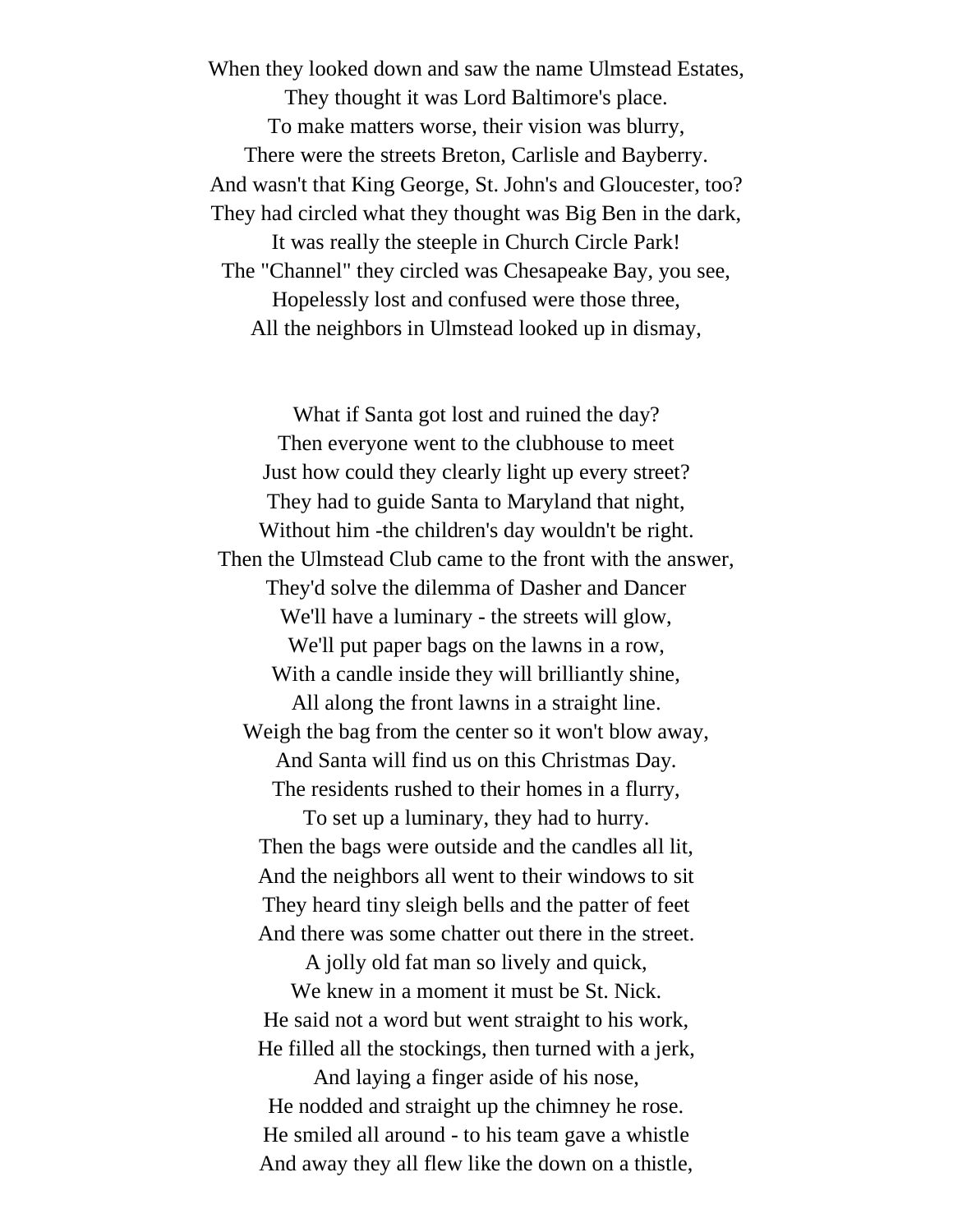When they looked down and saw the name Ulmstead Estates,
They thought it was Lord Baltimore's place.
To make matters worse, their vision was blurry,
There were the streets Breton, Carlisle and Bayberry.
And wasn't that King George, St. John's and Gloucester, too?
They had circled what they thought was Big Ben in the dark,
It was really the steeple in Church Circle Park!
The "Channel" they circled was Chesapeake Bay, you see,
Hopelessly lost and confused were those three,
All the neighbors in Ulmstead looked up in dismay,

What if Santa got lost and ruined the day?
Then everyone went to the clubhouse to meet
Just how could they clearly light up every street?
They had to guide Santa to Maryland that night,
Without him -the children's day wouldn't be right.
Then the Ulmstead Club came to the front with the answer,
They'd solve the dilemma of Dasher and Dancer
We'll have a luminary - the streets will glow,
We'll put paper bags on the lawns in a row,
With a candle inside they will brilliantly shine,
All along the front lawns in a straight line.
Weigh the bag from the center so it won't blow away,
And Santa will find us on this Christmas Day.
The residents rushed to their homes in a flurry,
To set up a luminary, they had to hurry.
Then the bags were outside and the candles all lit,
And the neighbors all went to their windows to sit
They heard tiny sleigh bells and the patter of feet
And there was some chatter out there in the street.
A jolly old fat man so lively and quick,
We knew in a moment it must be St. Nick.
He said not a word but went straight to his work,
He filled all the stockings, then turned with a jerk,
And laying a finger aside of his nose,
He nodded and straight up the chimney he rose.
He smiled all around - to his team gave a whistle
And away they all flew like the down on a thistle,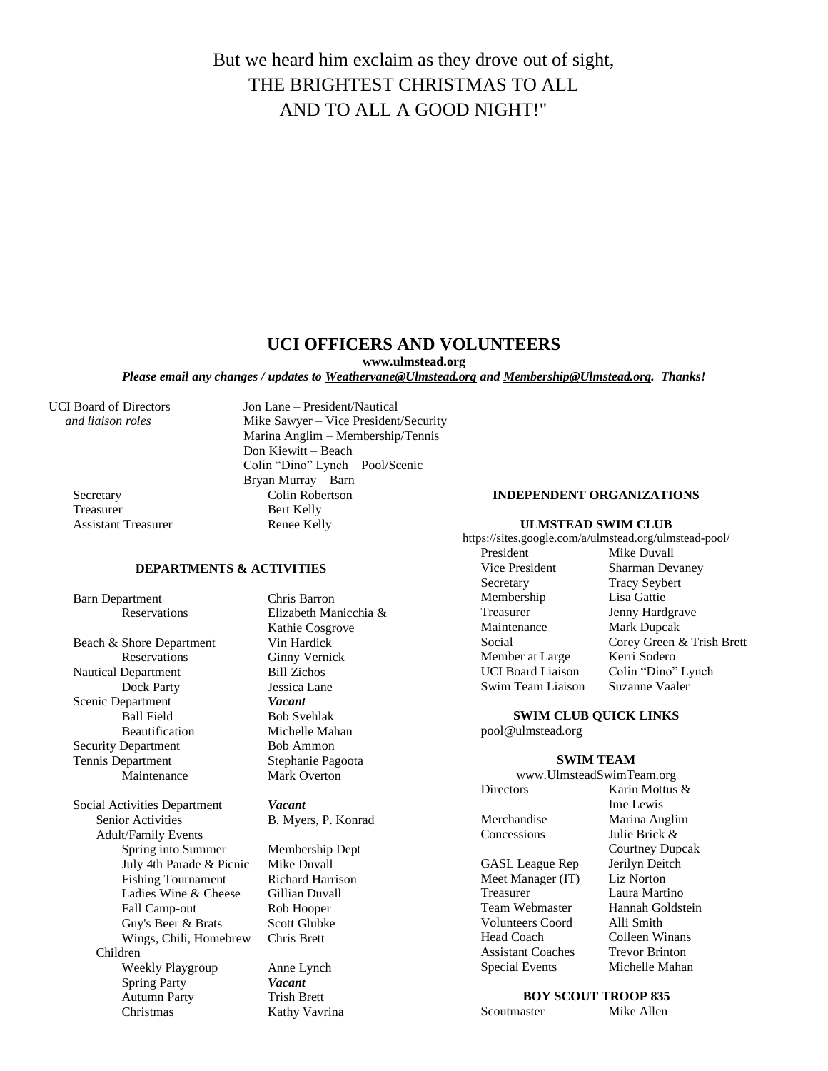But we heard him exclaim as they drove out of sight,
THE BRIGHTEST CHRISTMAS TO ALL
AND TO ALL A GOOD NIGHT!"

## UCI OFFICERS AND VOLUNTEERS

**www.ulmstead.org**

***Please email any changes / updates to Weathervane@Ulmstead.org and Membership@Ulmstead.org. Thanks!***

| UCI Board of Directors *and liaison roles* | Jon Lane – President/Nautical |
|---|---|
| | Mike Sawyer – Vice President/Security |
| | Marina Anglim – Membership/Tennis |
| | Don Kiewitt – Beach |
| | Colin "Dino" Lynch – Pool/Scenic |
| | Bryan Murray – Barn |
| Secretary | Colin Robertson |
| Treasurer | Bert Kelly |
| Assistant Treasurer | Renee Kelly |

### DEPARTMENTS & ACTIVITIES

| Department / Activity | Contact |
|---|---|
| Barn Department | Chris Barron |
| Reservations | Elizabeth Manicchia & Kathie Cosgrove |
| Beach & Shore Department | Vin Hardick |
| Reservations | Ginny Vernick |
| Nautical Department | Bill Zichos |
| Dock Party | Jessica Lane |
| Scenic Department | ***Vacant*** |
| Ball Field | Bob Svehlak |
| Beautification | Michelle Mahan |
| Security Department | Bob Ammon |
| Tennis Department | Stephanie Pagoota |
| Maintenance | Mark Overton |
| Social Activities Department | ***Vacant*** |
| Senior Activities | B. Myers, P. Konrad |
| Adult/Family Events | |
| Spring into Summer | Membership Dept |
| July 4th Parade & Picnic | Mike Duvall |
| Fishing Tournament | Richard Harrison |
| Ladies Wine & Cheese | Gillian Duvall |
| Fall Camp-out | Rob Hooper |
| Guy's Beer & Brats | Scott Glubke |
| Wings, Chili, Homebrew | Chris Brett |
| Children | |
| Weekly Playgroup | Anne Lynch |
| Spring Party | ***Vacant*** |
| Autumn Party | Trish Brett |
| Christmas | Kathy Vavrina |

### INDEPENDENT ORGANIZATIONS

#### ULMSTEAD SWIM CLUB

https://sites.google.com/a/ulmstead.org/ulmstead-pool/

| Role | Name |
|---|---|
| President | Mike Duvall |
| Vice President | Sharman Devaney |
| Secretary | Tracy Seybert |
| Membership | Lisa Gattie |
| Treasurer | Jenny Hardgrave |
| Maintenance | Mark Dupcak |
| Social | Corey Green & Trish Brett |
| Member at Large | Kerri Sodero |
| UCI Board Liaison | Colin "Dino" Lynch |
| Swim Team Liaison | Suzanne Vaaler |

#### SWIM CLUB QUICK LINKS

pool@ulmstead.org

#### SWIM TEAM

www.UlmsteadSwimTeam.org

| Role | Name |
|---|---|
| Directors | Karin Mottus & Ime Lewis |
| Merchandise | Marina Anglim |
| Concessions | Julie Brick & Courtney Dupcak |
| GASL League Rep | Jerilyn Deitch |
| Meet Manager (IT) | Liz Norton |
| Treasurer | Laura Martino |
| Team Webmaster | Hannah Goldstein |
| Volunteers Coord | Alli Smith |
| Head Coach | Colleen Winans |
| Assistant Coaches | Trevor Brinton |
| Special Events | Michelle Mahan |

#### BOY SCOUT TROOP 835

| Role | Name |
|---|---|
| Scoutmaster | Mike Allen |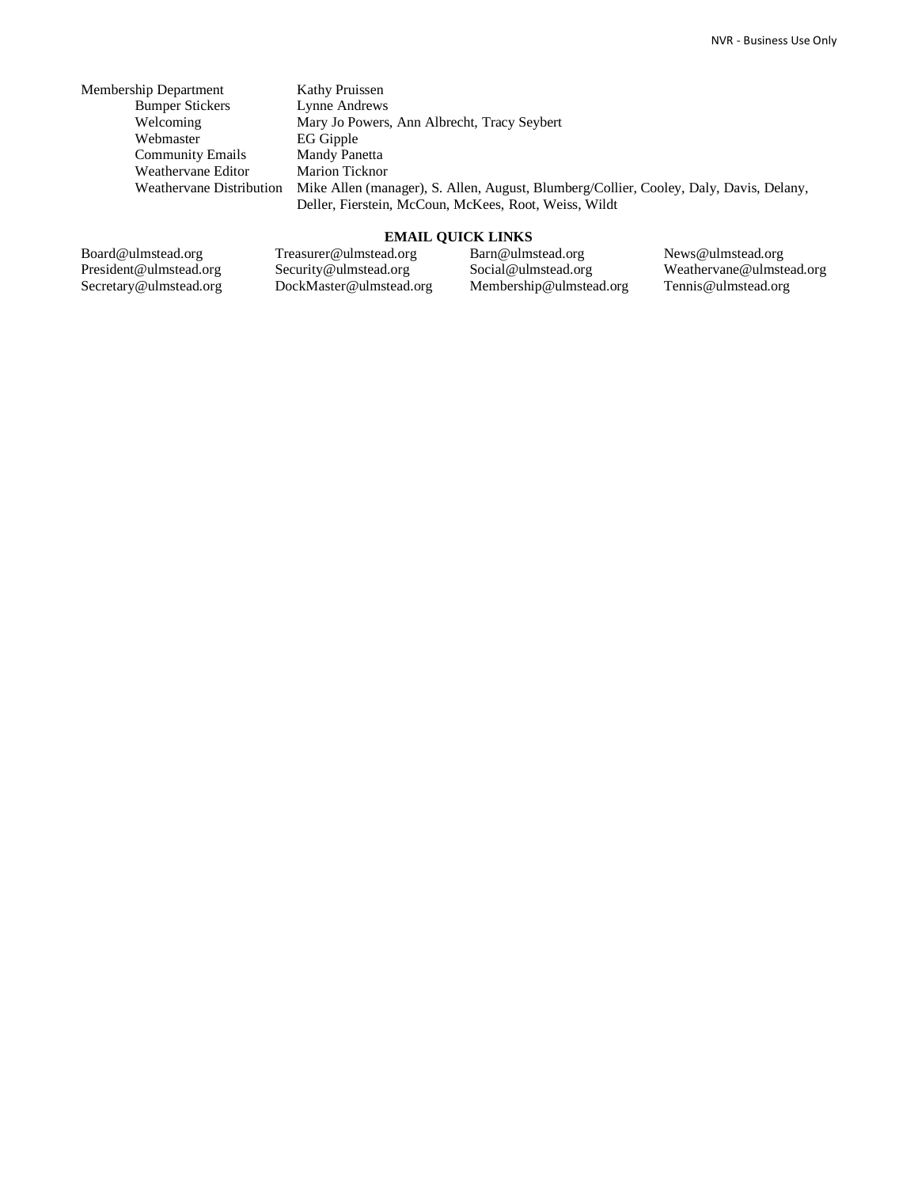| | |
|---|---|
| Membership Department | Kathy Pruissen |
| Bumper Stickers | Lynne Andrews |
| Welcoming | Mary Jo Powers, Ann Albrecht, Tracy Seybert |
| Webmaster | EG Gipple |
| Community Emails | Mandy Panetta |
| Weathervane Editor | Marion Ticknor |
| Weathervane Distribution | Mike Allen (manager), S. Allen, August, Blumberg/Collier, Cooley, Daly, Davis, Delany, Deller, Fierstein, McCoun, McKees, Root, Weiss, Wildt |

**EMAIL QUICK LINKS**

| | | | |
|---|---|---|---|
| Board@ulmstead.org | Treasurer@ulmstead.org | Barn@ulmstead.org | News@ulmstead.org |
| President@ulmstead.org | Security@ulmstead.org | Social@ulmstead.org | Weathervane@ulmstead.org |
| Secretary@ulmstead.org | DockMaster@ulmstead.org | Membership@ulmstead.org | Tennis@ulmstead.org |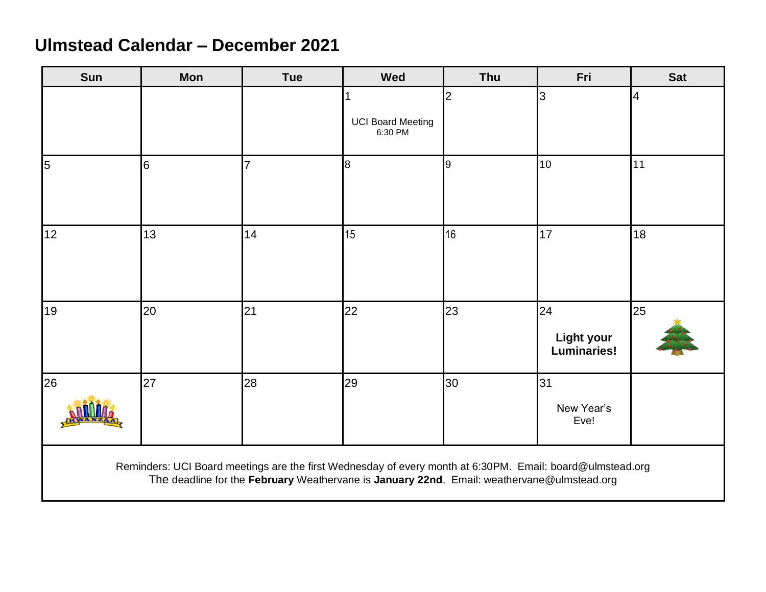# Ulmstead Calendar – December 2021

| Sun | Mon | Tue | Wed | Thu | Fri | Sat |
|---|---|---|---|---|---|---|
| | | | 1<br>UCI Board Meeting<br>6:30 PM | 2 | 3 | 4 |
| 5 | 6 | 7 | 8 | 9 | 10 | 11 |
| 12 | 13 | 14 | 15 | 16 | 17 | 18 |
| 19 | 20 | 21 | 22 | 23 | 24<br>**Light your Luminaries!** | 25 |
| 26<br>KWANZAA | 27 | 28 | 29 | 30 | 31<br>New Year's Eve! | |

Reminders: UCI Board meetings are the first Wednesday of every month at 6:30PM. Email: board@ulmstead.org
The deadline for the **February** Weathervane is **January 22nd**. Email: weathervane@ulmstead.org